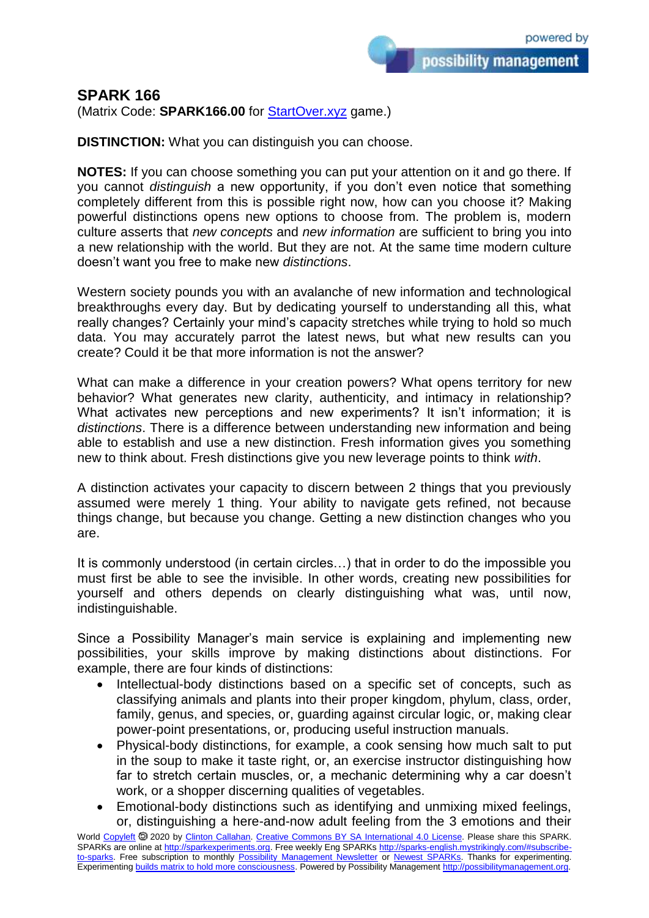# SPARK 166

(Matrix Code: **SPARK166.00** for StartOver.xyz game.)

**DISTINCTION:** What you can distinguish you can choose.

**NOTES:** If you can choose something you can put your attention on it and go there. If you cannot *distinguish* a new opportunity, if you don't even notice that something completely different from this is possible right now, how can you choose it? Making powerful distinctions opens new options to choose from. The problem is, modern culture asserts that *new concepts* and *new information* are sufficient to bring you into a new relationship with the world. But they are not. At the same time modern culture doesn't want you free to make new *distinctions*.

Western society pounds you with an avalanche of new information and technological breakthroughs every day. But by dedicating yourself to understanding all this, what really changes? Certainly your mind's capacity stretches while trying to hold so much data. You may accurately parrot the latest news, but what new results can you create? Could it be that more information is not the answer?

What can make a difference in your creation powers? What opens territory for new behavior? What generates new clarity, authenticity, and intimacy in relationship? What activates new perceptions and new experiments? It isn't information; it is *distinctions*. There is a difference between understanding new information and being able to establish and use a new distinction. Fresh information gives you something new to think about. Fresh distinctions give you new leverage points to think *with*.

A distinction activates your capacity to discern between 2 things that you previously assumed were merely 1 thing. Your ability to navigate gets refined, not because things change, but because you change. Getting a new distinction changes who you are.

It is commonly understood (in certain circles…) that in order to do the impossible you must first be able to see the invisible. In other words, creating new possibilities for yourself and others depends on clearly distinguishing what was, until now, indistinguishable.

Since a Possibility Manager's main service is explaining and implementing new possibilities, your skills improve by making distinctions about distinctions. For example, there are four kinds of distinctions:

- Intellectual-body distinctions based on a specific set of concepts, such as classifying animals and plants into their proper kingdom, phylum, class, order, family, genus, and species, or, guarding against circular logic, or, making clear power-point presentations, or, producing useful instruction manuals.
- Physical-body distinctions, for example, a cook sensing how much salt to put in the soup to make it taste right, or, an exercise instructor distinguishing how far to stretch certain muscles, or, a mechanic determining why a car doesn't work, or a shopper discerning qualities of vegetables.
- Emotional-body distinctions such as identifying and unmixing mixed feelings, or, distinguishing a here-and-now adult feeling from the 3 emotions and their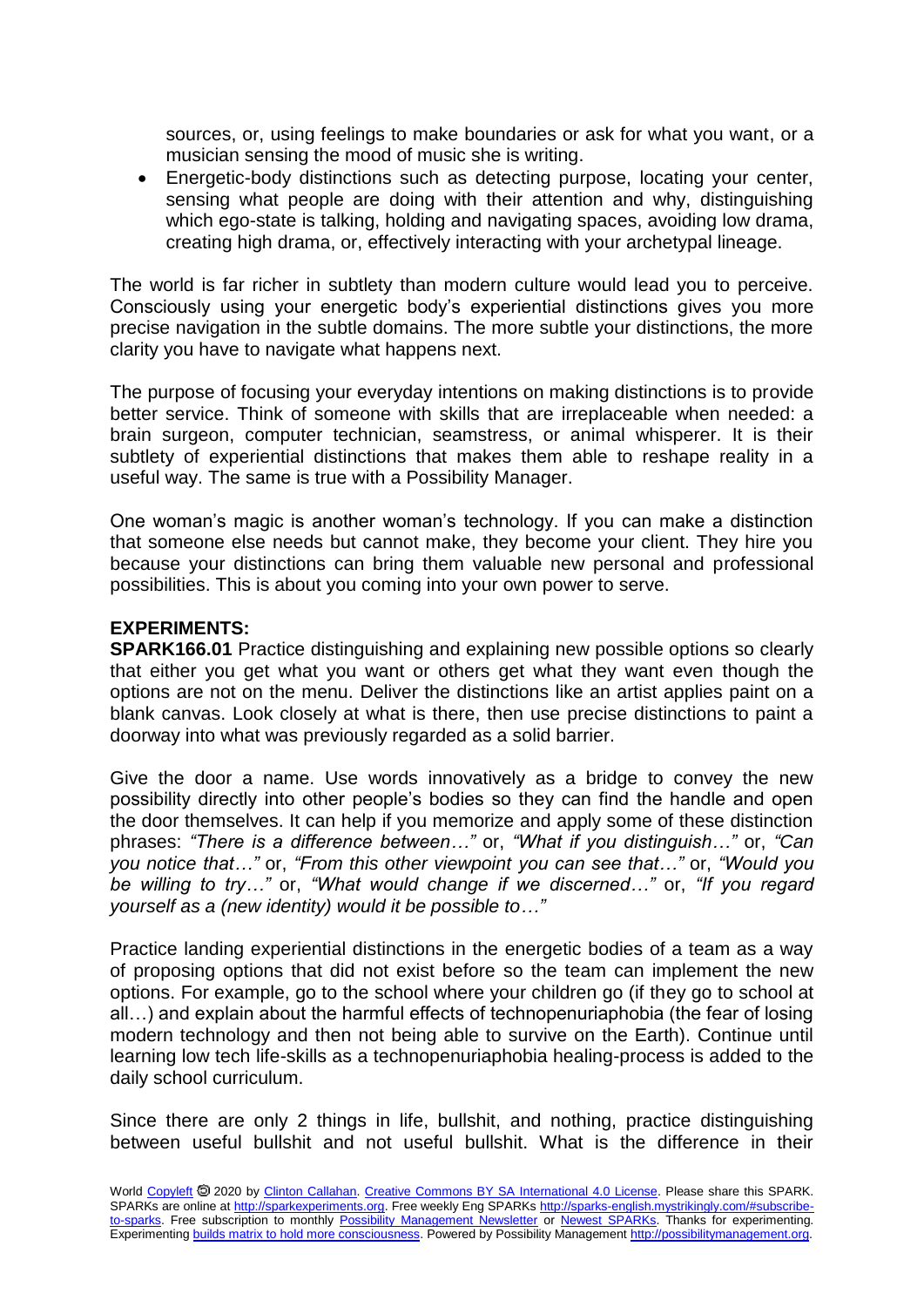sources, or, using feelings to make boundaries or ask for what you want, or a musician sensing the mood of music she is writing.

- Energetic-body distinctions such as detecting purpose, locating your center, sensing what people are doing with their attention and why, distinguishing which ego-state is talking, holding and navigating spaces, avoiding low drama, creating high drama, or, effectively interacting with your archetypal lineage.

The world is far richer in subtlety than modern culture would lead you to perceive. Consciously using your energetic body's experiential distinctions gives you more precise navigation in the subtle domains. The more subtle your distinctions, the more clarity you have to navigate what happens next.

The purpose of focusing your everyday intentions on making distinctions is to provide better service. Think of someone with skills that are irreplaceable when needed: a brain surgeon, computer technician, seamstress, or animal whisperer. It is their subtlety of experiential distinctions that makes them able to reshape reality in a useful way. The same is true with a Possibility Manager.

One woman's magic is another woman's technology. If you can make a distinction that someone else needs but cannot make, they become your client. They hire you because your distinctions can bring them valuable new personal and professional possibilities. This is about you coming into your own power to serve.

**EXPERIMENTS:**

**SPARK166.01** Practice distinguishing and explaining new possible options so clearly that either you get what you want or others get what they want even though the options are not on the menu. Deliver the distinctions like an artist applies paint on a blank canvas. Look closely at what is there, then use precise distinctions to paint a doorway into what was previously regarded as a solid barrier.

Give the door a name. Use words innovatively as a bridge to convey the new possibility directly into other people's bodies so they can find the handle and open the door themselves. It can help if you memorize and apply some of these distinction phrases: *"There is a difference between…"* or, *"What if you distinguish…"* or, *"Can you notice that…"* or, *"From this other viewpoint you can see that…"* or, *"Would you be willing to try…"* or, *"What would change if we discerned…"* or, *"If you regard yourself as a (new identity) would it be possible to…"*

Practice landing experiential distinctions in the energetic bodies of a team as a way of proposing options that did not exist before so the team can implement the new options. For example, go to the school where your children go (if they go to school at all…) and explain about the harmful effects of technopenuriaphobia (the fear of losing modern technology and then not being able to survive on the Earth). Continue until learning low tech life-skills as a technopenuriaphobia healing-process is added to the daily school curriculum.

Since there are only 2 things in life, bullshit, and nothing, practice distinguishing between useful bullshit and not useful bullshit. What is the difference in their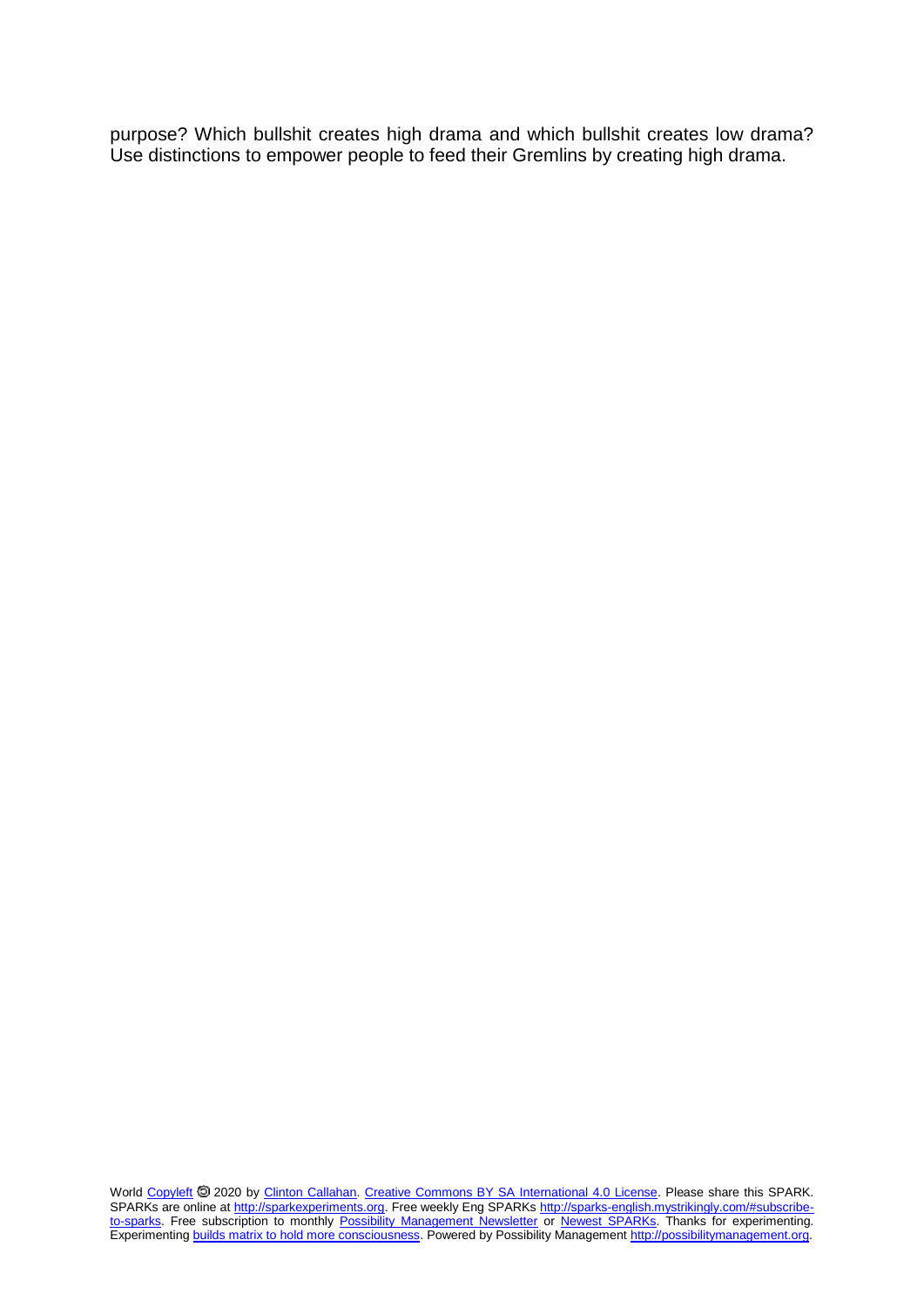purpose? Which bullshit creates high drama and which bullshit creates low drama? Use distinctions to empower people to feed their Gremlins by creating high drama.

World Copyleft 🄯 2020 by Clinton Callahan. Creative Commons BY SA International 4.0 License. Please share this SPARK. SPARKs are online at http://sparkexperiments.org. Free weekly Eng SPARKs http://sparks-english.mystrikingly.com/#subscribe-to-sparks. Free subscription to monthly Possibility Management Newsletter or Newest SPARKs. Thanks for experimenting. Experimenting builds matrix to hold more consciousness. Powered by Possibility Management http://possibilitymanagement.org.